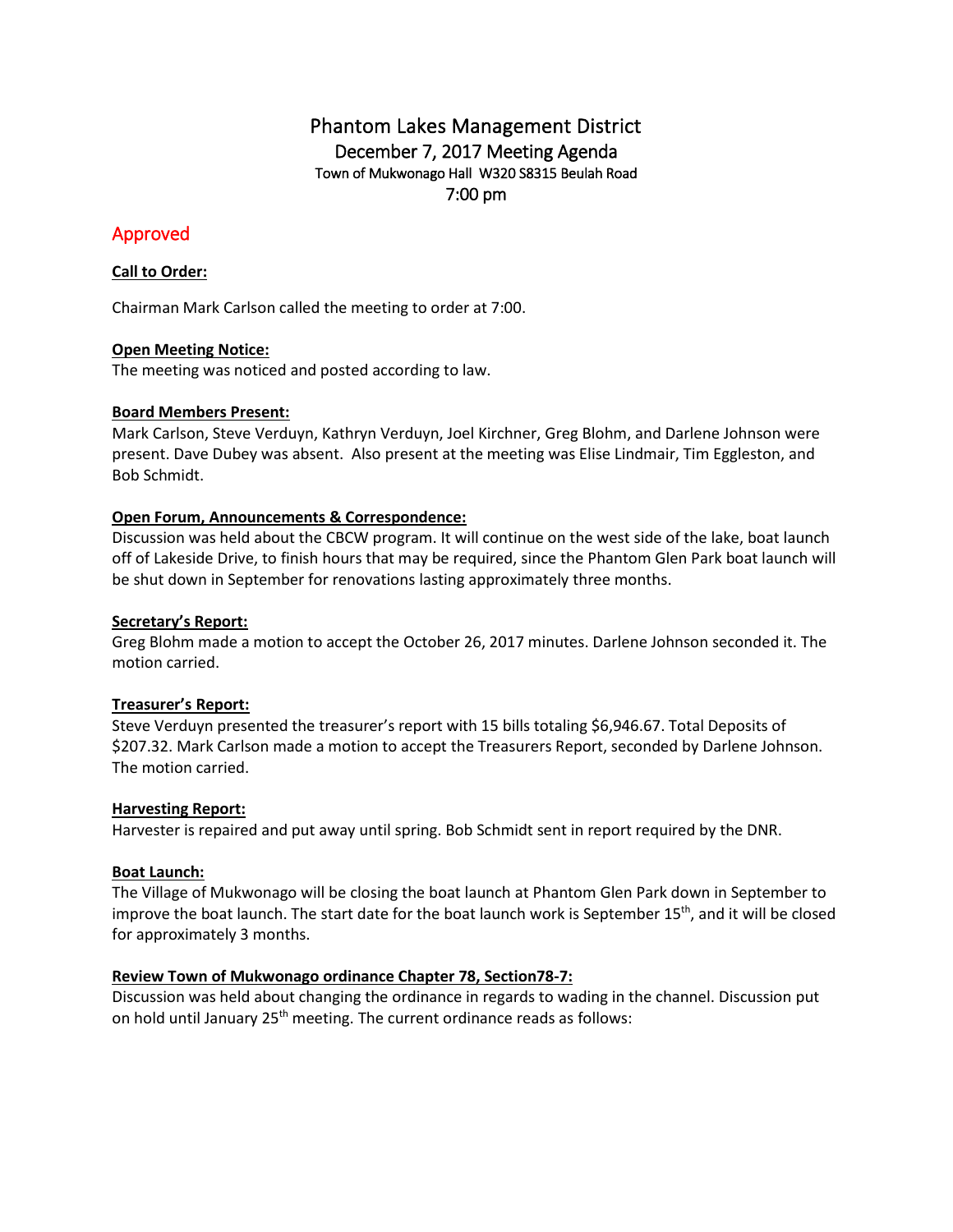# Phantom Lakes Management District

## December 7, 2017 Meeting Agenda

Town of Mukwonago Hall W320 S8315 Beulah Road

7:00 pm

## Approved

**Call to Order:**

Chairman Mark Carlson called the meeting to order at 7:00.

**Open Meeting Notice:**

The meeting was noticed and posted according to law.

**Board Members Present:**

Mark Carlson, Steve Verduyn, Kathryn Verduyn, Joel Kirchner, Greg Blohm, and Darlene Johnson were present. Dave Dubey was absent. Also present at the meeting was Elise Lindmair, Tim Eggleston, and Bob Schmidt.

**Open Forum, Announcements & Correspondence:**

Discussion was held about the CBCW program. It will continue on the west side of the lake, boat launch off of Lakeside Drive, to finish hours that may be required, since the Phantom Glen Park boat launch will be shut down in September for renovations lasting approximately three months.

**Secretary's Report:**

Greg Blohm made a motion to accept the October 26, 2017 minutes. Darlene Johnson seconded it. The motion carried.

**Treasurer's Report:**

Steve Verduyn presented the treasurer's report with 15 bills totaling $6,946.67. Total Deposits of $207.32. Mark Carlson made a motion to accept the Treasurers Report, seconded by Darlene Johnson. The motion carried.

**Harvesting Report:**

Harvester is repaired and put away until spring. Bob Schmidt sent in report required by the DNR.

**Boat Launch:**

The Village of Mukwonago will be closing the boat launch at Phantom Glen Park down in September to improve the boat launch. The start date for the boat launch work is September 15th, and it will be closed for approximately 3 months.

**Review Town of Mukwonago ordinance Chapter 78, Section78-7:**

Discussion was held about changing the ordinance in regards to wading in the channel. Discussion put on hold until January 25th meeting. The current ordinance reads as follows: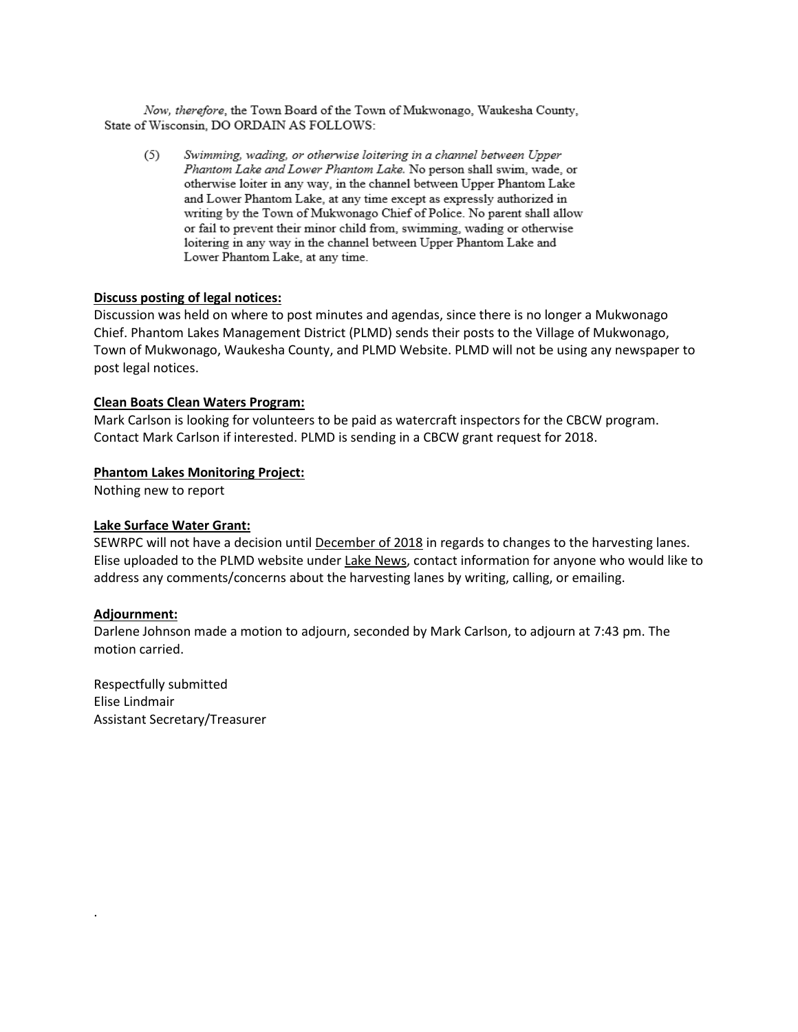*Now, therefore*, the Town Board of the Town of Mukwonago, Waukesha County, State of Wisconsin, DO ORDAIN AS FOLLOWS:

> (5) *Swimming, wading, or otherwise loitering in a channel between Upper Phantom Lake and Lower Phantom Lake.* No person shall swim, wade, or otherwise loiter in any way, in the channel between Upper Phantom Lake and Lower Phantom Lake, at any time except as expressly authorized in writing by the Town of Mukwonago Chief of Police. No parent shall allow or fail to prevent their minor child from, swimming, wading or otherwise loitering in any way in the channel between Upper Phantom Lake and Lower Phantom Lake, at any time.

**Discuss posting of legal notices:**

Discussion was held on where to post minutes and agendas, since there is no longer a Mukwonago Chief. Phantom Lakes Management District (PLMD) sends their posts to the Village of Mukwonago, Town of Mukwonago, Waukesha County, and PLMD Website. PLMD will not be using any newspaper to post legal notices.

**Clean Boats Clean Waters Program:**

Mark Carlson is looking for volunteers to be paid as watercraft inspectors for the CBCW program. Contact Mark Carlson if interested. PLMD is sending in a CBCW grant request for 2018.

**Phantom Lakes Monitoring Project:**

Nothing new to report

**Lake Surface Water Grant:**

SEWRPC will not have a decision until December of 2018 in regards to changes to the harvesting lanes. Elise uploaded to the PLMD website under Lake News, contact information for anyone who would like to address any comments/concerns about the harvesting lanes by writing, calling, or emailing.

**Adjournment:**

Darlene Johnson made a motion to adjourn, seconded by Mark Carlson, to adjourn at 7:43 pm. The motion carried.

Respectfully submitted
Elise Lindmair
Assistant Secretary/Treasurer